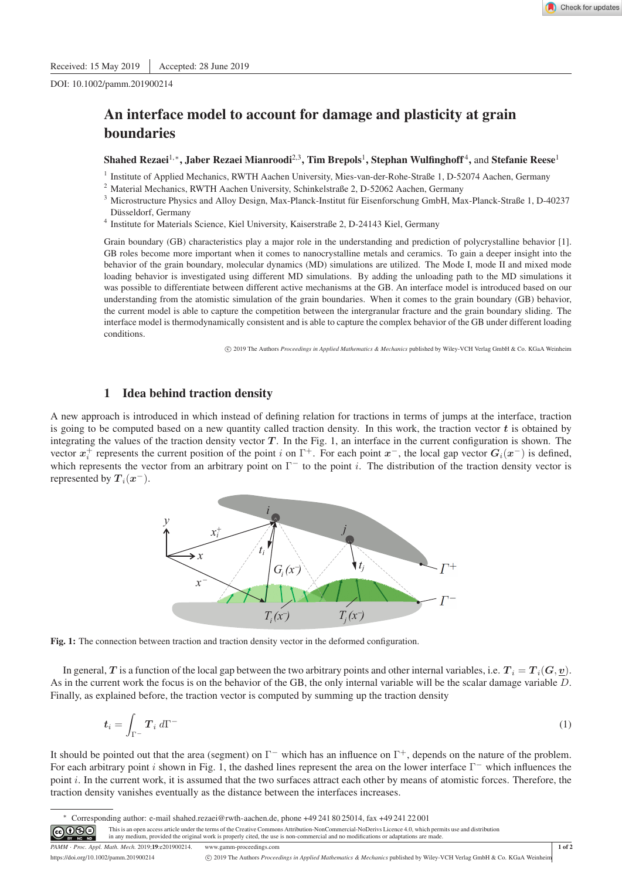Received: 15 May 2019 | Accepted: 28 June 2019

DOI: 10.1002/pamm.201900214

# An interface model to account for damage and plasticity at grain boundaries

**Shahed Rezaei**[1,*], **Jaber Rezaei Mianroodi**[2,3], **Tim Brepols**[1], **Stephan Wulfinghoff**[4], and **Stefanie Reese**[1]

[1] Institute of Applied Mechanics, RWTH Aachen University, Mies-van-der-Rohe-Straße 1, D-52074 Aachen, Germany
[2] Material Mechanics, RWTH Aachen University, Schinkelstraße 2, D-52062 Aachen, Germany
[3] Microstructure Physics and Alloy Design, Max-Planck-Institut für Eisenforschung GmbH, Max-Planck-Straße 1, D-40237 Düsseldorf, Germany
[4] Institute for Materials Science, Kiel University, Kaiserstraße 2, D-24143 Kiel, Germany

Grain boundary (GB) characteristics play a major role in the understanding and prediction of polycrystalline behavior [1]. GB roles become more important when it comes to nanocrystalline metals and ceramics. To gain a deeper insight into the behavior of the grain boundary, molecular dynamics (MD) simulations are utilized. The Mode I, mode II and mixed mode loading behavior is investigated using different MD simulations. By adding the unloading path to the MD simulations it was possible to differentiate between different active mechanisms at the GB. An interface model is introduced based on our understanding from the atomistic simulation of the grain boundaries. When it comes to the grain boundary (GB) behavior, the current model is able to capture the competition between the intergranular fracture and the grain boundary sliding. The interface model is thermodynamically consistent and is able to capture the complex behavior of the GB under different loading conditions.

© 2019 The Authors *Proceedings in Applied Mathematics & Mechanics* published by Wiley-VCH Verlag GmbH & Co. KGaA Weinheim

## 1 Idea behind traction density

A new approach is introduced in which instead of defining relation for tractions in terms of jumps at the interface, traction is going to be computed based on a new quantity called traction density. In this work, the traction vector $\boldsymbol{t}$ is obtained by integrating the values of the traction density vector $\boldsymbol{T}$. In the Fig. 1, an interface in the current configuration is shown. The vector $\boldsymbol{x}_i^+$ represents the current position of the point $i$ on $\Gamma^+$. For each point $\boldsymbol{x}^-$, the local gap vector $\boldsymbol{G}_i(\boldsymbol{x}^-)$ is defined, which represents the vector from an arbitrary point on $\Gamma^-$ to the point $i$. The distribution of the traction density vector is represented by $\boldsymbol{T}_i(\boldsymbol{x}^-)$.

**Fig. 1:** The connection between traction and traction density vector in the deformed configuration.

In general, $\boldsymbol{T}$ is a function of the local gap between the two arbitrary points and other internal variables, i.e. $\boldsymbol{T}_i = \boldsymbol{T}_i(\boldsymbol{G}, \underline{\boldsymbol{v}})$. As in the current work the focus is on the behavior of the GB, the only internal variable will be the scalar damage variable $D$. Finally, as explained before, the traction vector is computed by summing up the traction density

$$\boldsymbol{t}_i = \int_{\Gamma^-} \boldsymbol{T}_i \, d\Gamma^- \tag{1}$$

It should be pointed out that the area (segment) on $\Gamma^-$ which has an influence on $\Gamma^+$, depends on the nature of the problem. For each arbitrary point $i$ shown in Fig. 1, the dashed lines represent the area on the lower interface $\Gamma^-$ which influences the point $i$. In the current work, it is assumed that the two surfaces attract each other by means of atomistic forces. Therefore, the traction density vanishes eventually as the distance between the interfaces increases.

* Corresponding author: e-mail shahed.rezaei@rwth-aachen.de, phone +49 241 80 25014, fax +49 241 22 001

This is an open access article under the terms of the Creative Commons Attribution-NonCommercial-NoDerivs Licence 4.0, which permits use and distribution in any medium, provided the original work is properly cited, the use is non-commercial and no modifications or adaptations are made.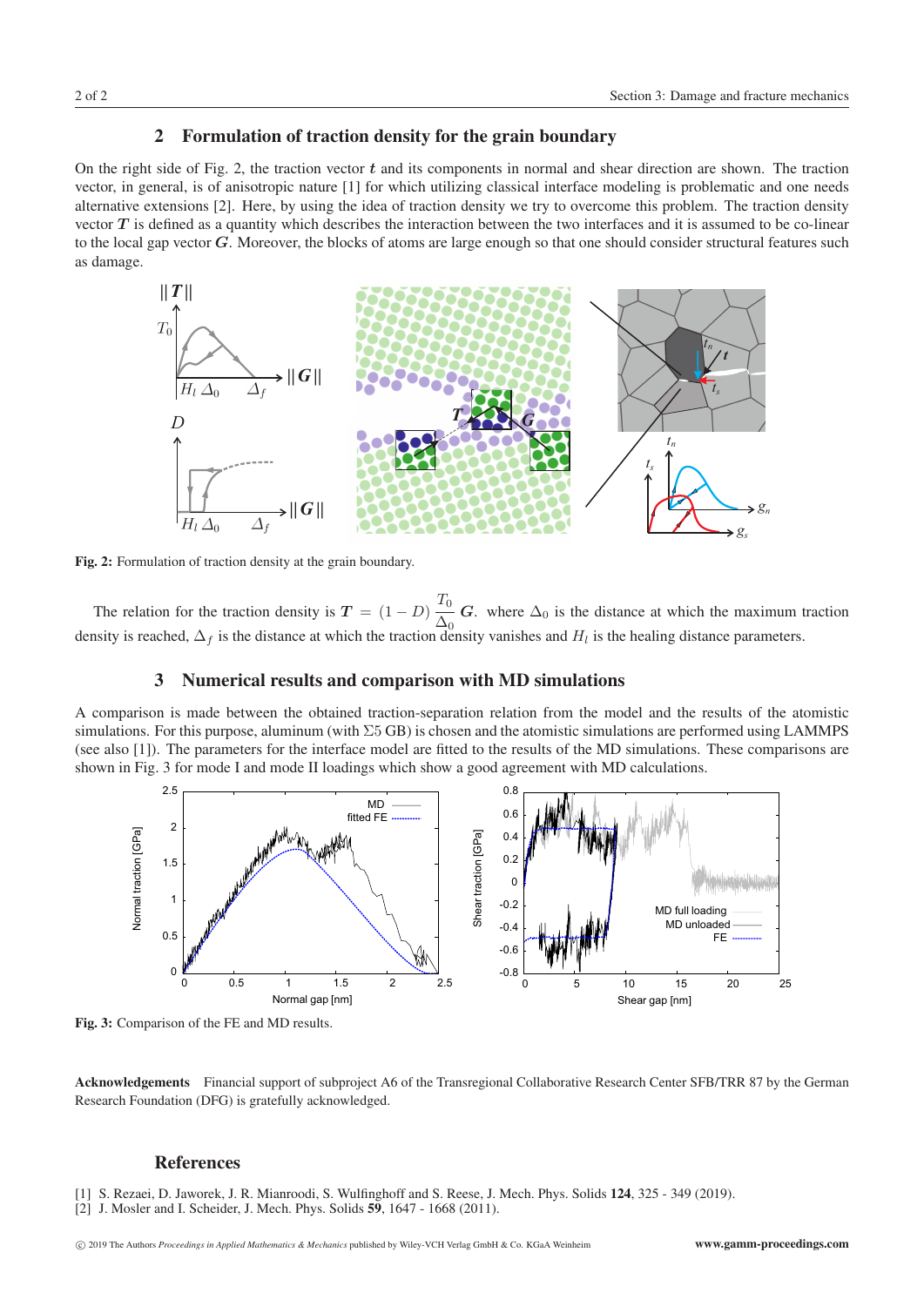## 2 Formulation of traction density for the grain boundary

On the right side of Fig. 2, the traction vector $\boldsymbol{t}$ and its components in normal and shear direction are shown. The traction vector, in general, is of anisotropic nature [1] for which utilizing classical interface modeling is problematic and one needs alternative extensions [2]. Here, by using the idea of traction density we try to overcome this problem. The traction density vector $\boldsymbol{T}$ is defined as a quantity which describes the interaction between the two interfaces and it is assumed to be co-linear to the local gap vector $\boldsymbol{G}$. Moreover, the blocks of atoms are large enough so that one should consider structural features such as damage.

$||\boldsymbol{T}||$

$T_0$

$H_l$ $\Delta_0$ $\Delta_f$ $||\boldsymbol{G}||$

$D$

$H_l$ $\Delta_0$ $\Delta_f$ $||\boldsymbol{G}||$

$\boldsymbol{T}$ $\boldsymbol{G}$

$t_n$ $\boldsymbol{t}$ $t_s$

$t_n$ $t_s$ $g_n$ $g_s$

**Fig. 2:** Formulation of traction density at the grain boundary.

The relation for the traction density is $\boldsymbol{T} = (1 - D)\,\dfrac{T_0}{\Delta_0}\,\boldsymbol{G}$. where $\Delta_0$ is the distance at which the maximum traction density is reached, $\Delta_f$ is the distance at which the traction density vanishes and $H_l$ is the healing distance parameters.

## 3 Numerical results and comparison with MD simulations

A comparison is made between the obtained traction-separation relation from the model and the results of the atomistic simulations. For this purpose, aluminum (with $\Sigma 5$ GB) is chosen and the atomistic simulations are performed using LAMMPS (see also [1]). The parameters for the interface model are fitted to the results of the MD simulations. These comparisons are shown in Fig. 3 for mode I and mode II loadings which show a good agreement with MD calculations.

Normal traction [GPa]

2.5
2
1.5
1
0.5
0

0 0.5 1 1.5 2 2.5

Normal gap [nm]

MD
fitted FE

Shear traction [GPa]

0.8
0.6
0.4
0.2
0
-0.2
-0.4
-0.6
-0.8

0 5 10 15 20 25

Shear gap [nm]

MD full loading
MD unloaded
FE

**Fig. 3:** Comparison of the FE and MD results.

**Acknowledgements** Financial support of subproject A6 of the Transregional Collaborative Research Center SFB/TRR 87 by the German Research Foundation (DFG) is gratefully acknowledged.

## References

[1] S. Rezaei, D. Jaworek, J. R. Mianroodi, S. Wulfinghoff and S. Reese, J. Mech. Phys. Solids **124**, 325 - 349 (2019).
[2] J. Mosler and I. Scheider, J. Mech. Phys. Solids **59**, 1647 - 1668 (2011).